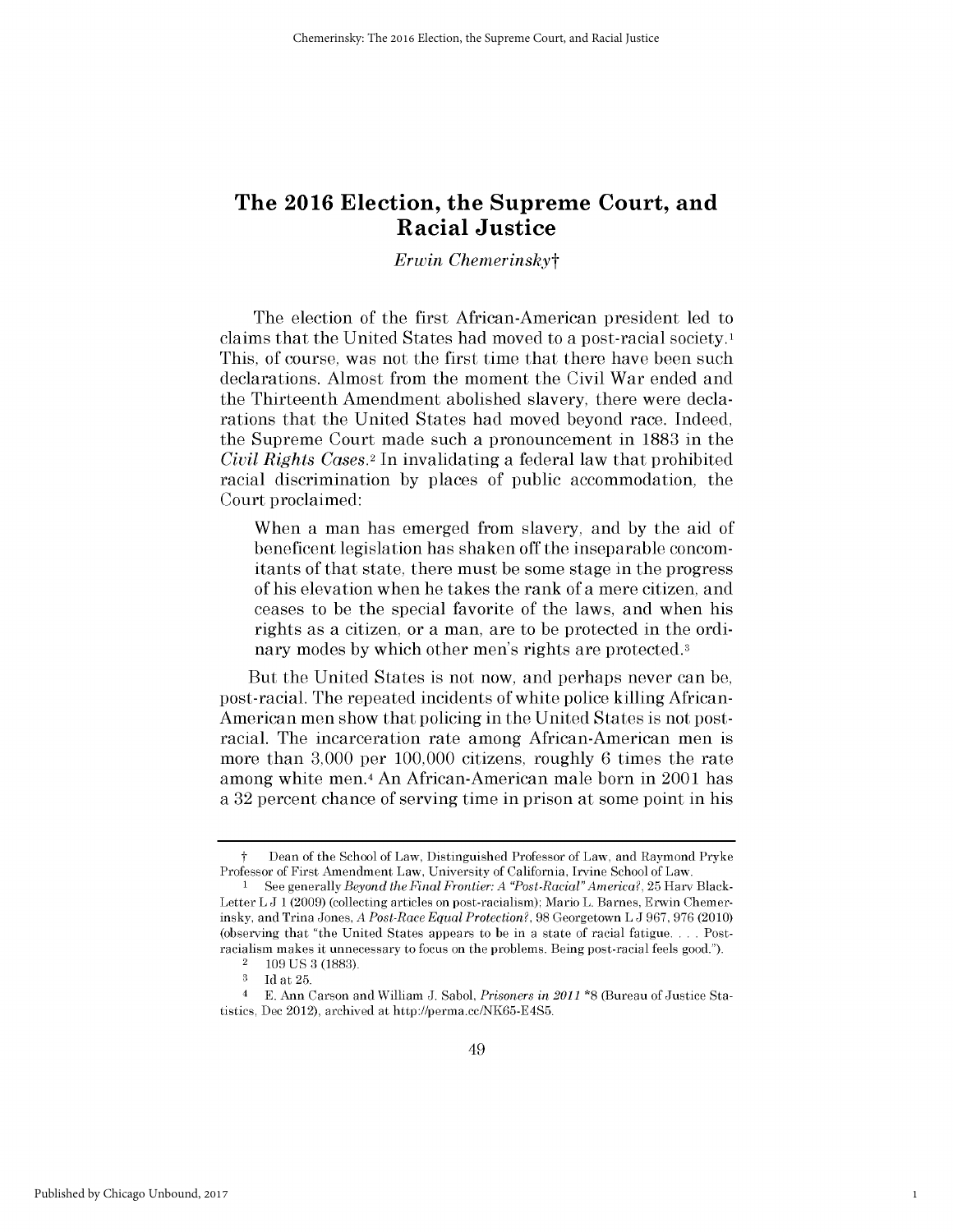# The 2016 Election, the Supreme Court, and Racial Justice

*Erwin Chemerinsky*†

The election of the first African-American president led to claims that the United States had moved to a post-racial society.[1] This, of course, was not the first time that there have been such declarations. Almost from the moment the Civil War ended and the Thirteenth Amendment abolished slavery, there were declarations that the United States had moved beyond race. Indeed, the Supreme Court made such a pronouncement in 1883 in the *Civil Rights Cases*.[2] In invalidating a federal law that prohibited racial discrimination by places of public accommodation, the Court proclaimed:

> When a man has emerged from slavery, and by the aid of beneficent legislation has shaken off the inseparable concomitants of that state, there must be some stage in the progress of his elevation when he takes the rank of a mere citizen, and ceases to be the special favorite of the laws, and when his rights as a citizen, or a man, are to be protected in the ordinary modes by which other men's rights are protected.[3]

But the United States is not now, and perhaps never can be, post-racial. The repeated incidents of white police killing African-American men show that policing in the United States is not post-racial. The incarceration rate among African-American men is more than 3,000 per 100,000 citizens, roughly 6 times the rate among white men.[4] An African-American male born in 2001 has a 32 percent chance of serving time in prison at some point in his

---

† Dean of the School of Law, Distinguished Professor of Law, and Raymond Pryke Professor of First Amendment Law, University of California, Irvine School of Law.

1 See generally *Beyond the Final Frontier: A "Post-Racial" America?*, 25 Harv Black-Letter L J 1 (2009) (collecting articles on post-racialism); Mario L. Barnes, Erwin Chemerinsky, and Trina Jones, *A Post-Race Equal Protection?*, 98 Georgetown L J 967, 976 (2010) (observing that "the United States appears to be in a state of racial fatigue. . . . Post-racialism makes it unnecessary to focus on the problems. Being post-racial feels good.").

2 109 US 3 (1883).

3 Id at 25.

4 E. Ann Carson and William J. Sabol, *Prisoners in 2011* *8 (Bureau of Justice Statistics, Dec 2012), archived at http://perma.cc/NK65-E4S5.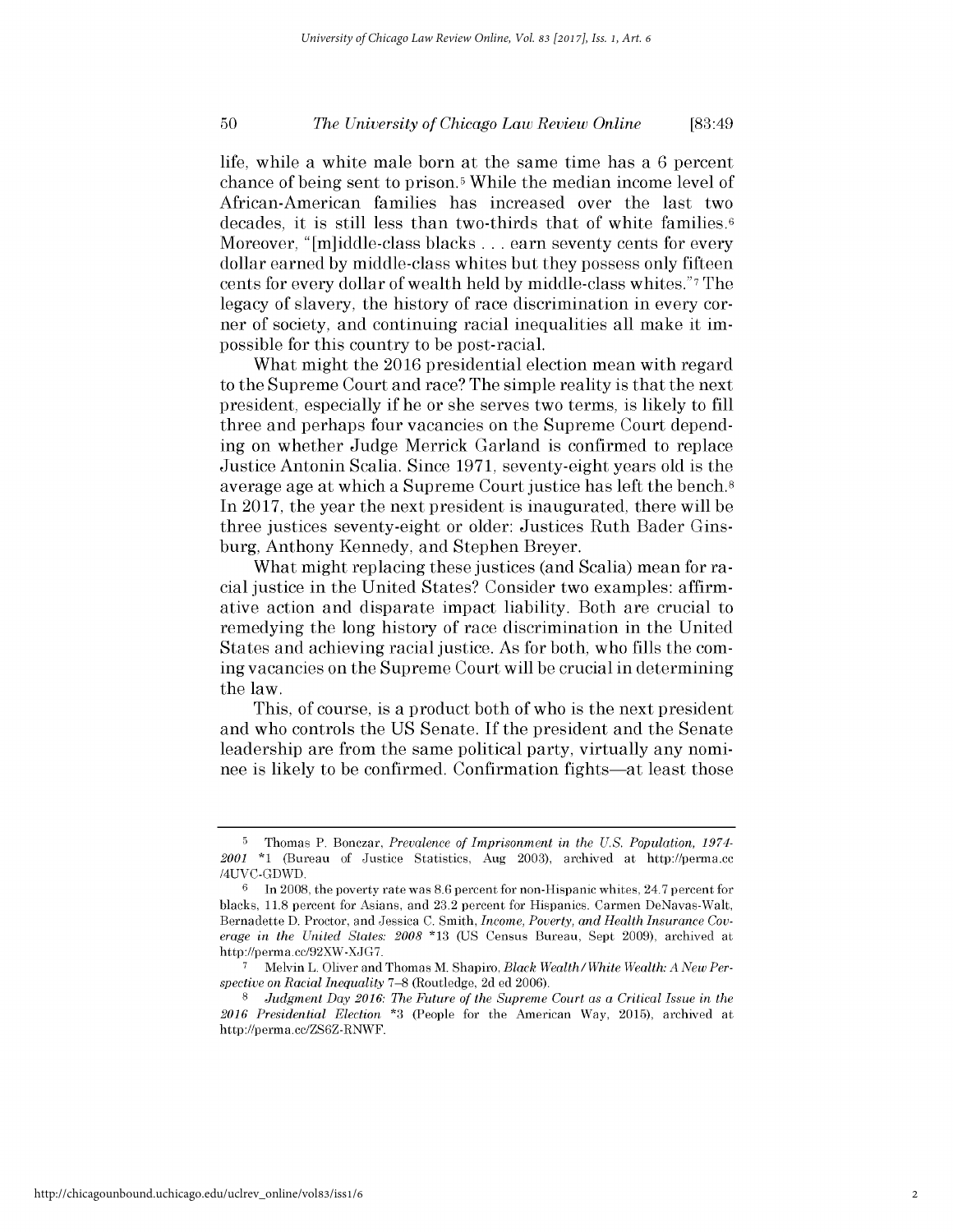life, while a white male born at the same time has a 6 percent chance of being sent to prison.[5] While the median income level of African-American families has increased over the last two decades, it is still less than two-thirds that of white families.[6] Moreover, "[m]iddle-class blacks . . . earn seventy cents for every dollar earned by middle-class whites but they possess only fifteen cents for every dollar of wealth held by middle-class whites."[7] The legacy of slavery, the history of race discrimination in every corner of society, and continuing racial inequalities all make it impossible for this country to be post-racial.

What might the 2016 presidential election mean with regard to the Supreme Court and race? The simple reality is that the next president, especially if he or she serves two terms, is likely to fill three and perhaps four vacancies on the Supreme Court depending on whether Judge Merrick Garland is confirmed to replace Justice Antonin Scalia. Since 1971, seventy-eight years old is the average age at which a Supreme Court justice has left the bench.[8] In 2017, the year the next president is inaugurated, there will be three justices seventy-eight or older: Justices Ruth Bader Ginsburg, Anthony Kennedy, and Stephen Breyer.

What might replacing these justices (and Scalia) mean for racial justice in the United States? Consider two examples: affirmative action and disparate impact liability. Both are crucial to remedying the long history of race discrimination in the United States and achieving racial justice. As for both, who fills the coming vacancies on the Supreme Court will be crucial in determining the law.

This, of course, is a product both of who is the next president and who controls the US Senate. If the president and the Senate leadership are from the same political party, virtually any nominee is likely to be confirmed. Confirmation fights—at least those

---

[5] Thomas P. Bonczar, *Prevalence of Imprisonment in the U.S. Population, 1974-2001* *1 (Bureau of Justice Statistics, Aug 2003), archived at http://perma.cc/4UVC-GDWD.

[6] In 2008, the poverty rate was 8.6 percent for non-Hispanic whites, 24.7 percent for blacks, 11.8 percent for Asians, and 23.2 percent for Hispanics. Carmen DeNavas-Walt, Bernadette D. Proctor, and Jessica C. Smith, *Income, Poverty, and Health Insurance Coverage in the United States: 2008* *13 (US Census Bureau, Sept 2009), archived at http://perma.cc/92XW-XJG7.

[7] Melvin L. Oliver and Thomas M. Shapiro, *Black Wealth/White Wealth: A New Perspective on Racial Inequality* 7–8 (Routledge, 2d ed 2006).

[8] *Judgment Day 2016: The Future of the Supreme Court as a Critical Issue in the 2016 Presidential Election* *3 (People for the American Way, 2015), archived at http://perma.cc/ZS6Z-RNWF.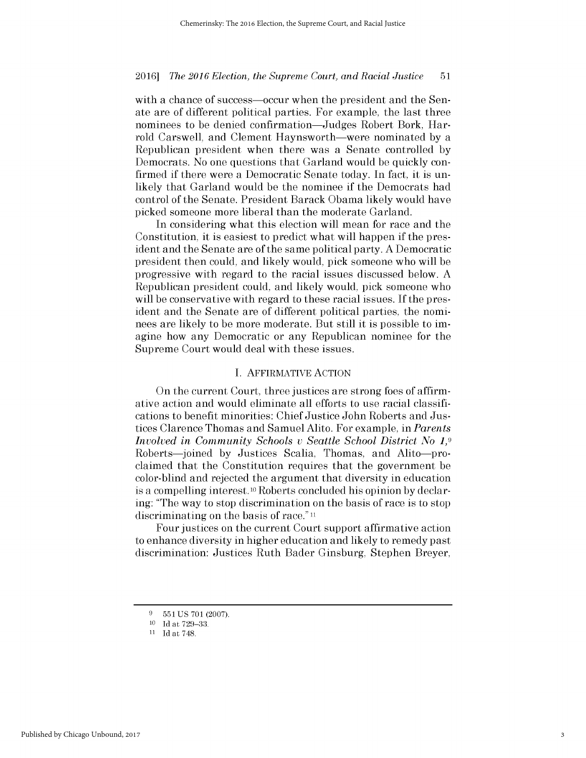with a chance of success—occur when the president and the Senate are of different political parties. For example, the last three nominees to be denied confirmation—Judges Robert Bork, Harrold Carswell, and Clement Haynsworth—were nominated by a Republican president when there was a Senate controlled by Democrats. No one questions that Garland would be quickly confirmed if there were a Democratic Senate today. In fact, it is unlikely that Garland would be the nominee if the Democrats had control of the Senate. President Barack Obama likely would have picked someone more liberal than the moderate Garland.

In considering what this election will mean for race and the Constitution, it is easiest to predict what will happen if the president and the Senate are of the same political party. A Democratic president then could, and likely would, pick someone who will be progressive with regard to the racial issues discussed below. A Republican president could, and likely would, pick someone who will be conservative with regard to these racial issues. If the president and the Senate are of different political parties, the nominees are likely to be more moderate. But still it is possible to imagine how any Democratic or any Republican nominee for the Supreme Court would deal with these issues.

## I. AFFIRMATIVE ACTION

On the current Court, three justices are strong foes of affirmative action and would eliminate all efforts to use racial classifications to benefit minorities: Chief Justice John Roberts and Justices Clarence Thomas and Samuel Alito. For example, in *Parents Involved in Community Schools v Seattle School District No 1*,[9] Roberts—joined by Justices Scalia, Thomas, and Alito—proclaimed that the Constitution requires that the government be color-blind and rejected the argument that diversity in education is a compelling interest.[10] Roberts concluded his opinion by declaring: "The way to stop discrimination on the basis of race is to stop discriminating on the basis of race."[11]

Four justices on the current Court support affirmative action to enhance diversity in higher education and likely to remedy past discrimination: Justices Ruth Bader Ginsburg, Stephen Breyer,

---

[9] 551 US 701 (2007).

[10] Id at 729–33.

[11] Id at 748.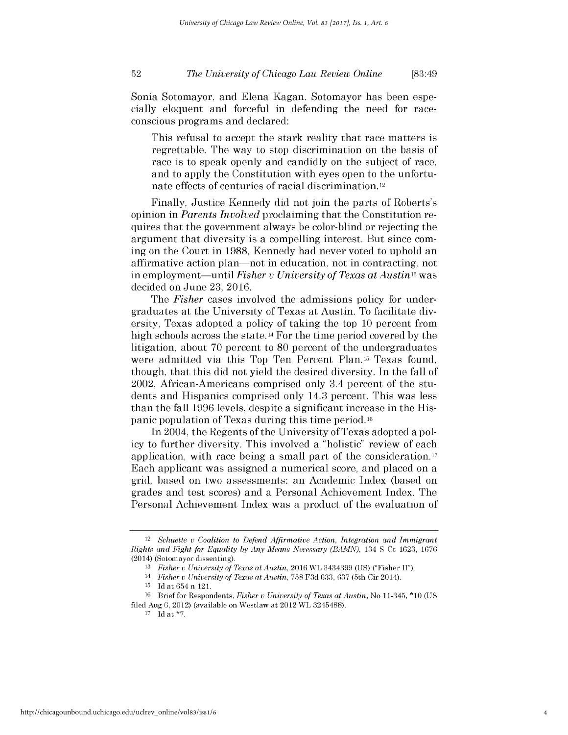Sonia Sotomayor, and Elena Kagan. Sotomayor has been especially eloquent and forceful in defending the need for race-conscious programs and declared:

> This refusal to accept the stark reality that race matters is regrettable. The way to stop discrimination on the basis of race is to speak openly and candidly on the subject of race, and to apply the Constitution with eyes open to the unfortunate effects of centuries of racial discrimination.[12]

Finally, Justice Kennedy did not join the parts of Roberts's opinion in *Parents Involved* proclaiming that the Constitution requires that the government always be color-blind or rejecting the argument that diversity is a compelling interest. But since coming on the Court in 1988, Kennedy had never voted to uphold an affirmative action plan—not in education, not in contracting, not in employment—until *Fisher v University of Texas at Austin*[13] was decided on June 23, 2016.

The *Fisher* cases involved the admissions policy for undergraduates at the University of Texas at Austin. To facilitate diversity, Texas adopted a policy of taking the top 10 percent from high schools across the state.[14] For the time period covered by the litigation, about 70 percent to 80 percent of the undergraduates were admitted via this Top Ten Percent Plan.[15] Texas found, though, that this did not yield the desired diversity. In the fall of 2002, African-Americans comprised only 3.4 percent of the students and Hispanics comprised only 14.3 percent. This was less than the fall 1996 levels, despite a significant increase in the Hispanic population of Texas during this time period.[16]

In 2004, the Regents of the University of Texas adopted a policy to further diversity. This involved a "holistic" review of each application, with race being a small part of the consideration.[17] Each applicant was assigned a numerical score, and placed on a grid, based on two assessments: an Academic Index (based on grades and test scores) and a Personal Achievement Index. The Personal Achievement Index was a product of the evaluation of

---

[12] *Schuette v Coalition to Defend Affirmative Action, Integration and Immigrant Rights and Fight for Equality by Any Means Necessary (BAMN)*, 134 S Ct 1623, 1676 (2014) (Sotomayor dissenting).

[13] *Fisher v University of Texas at Austin*, 2016 WL 3434399 (US) ("Fisher II").

[14] *Fisher v University of Texas at Austin*, 758 F3d 633, 637 (5th Cir 2014).

[15] Id at 654 n 121.

[16] Brief for Respondents, *Fisher v University of Texas at Austin*, No 11-345, *10 (US filed Aug 6, 2012) (available on Westlaw at 2012 WL 3245488).

[17] Id at *7.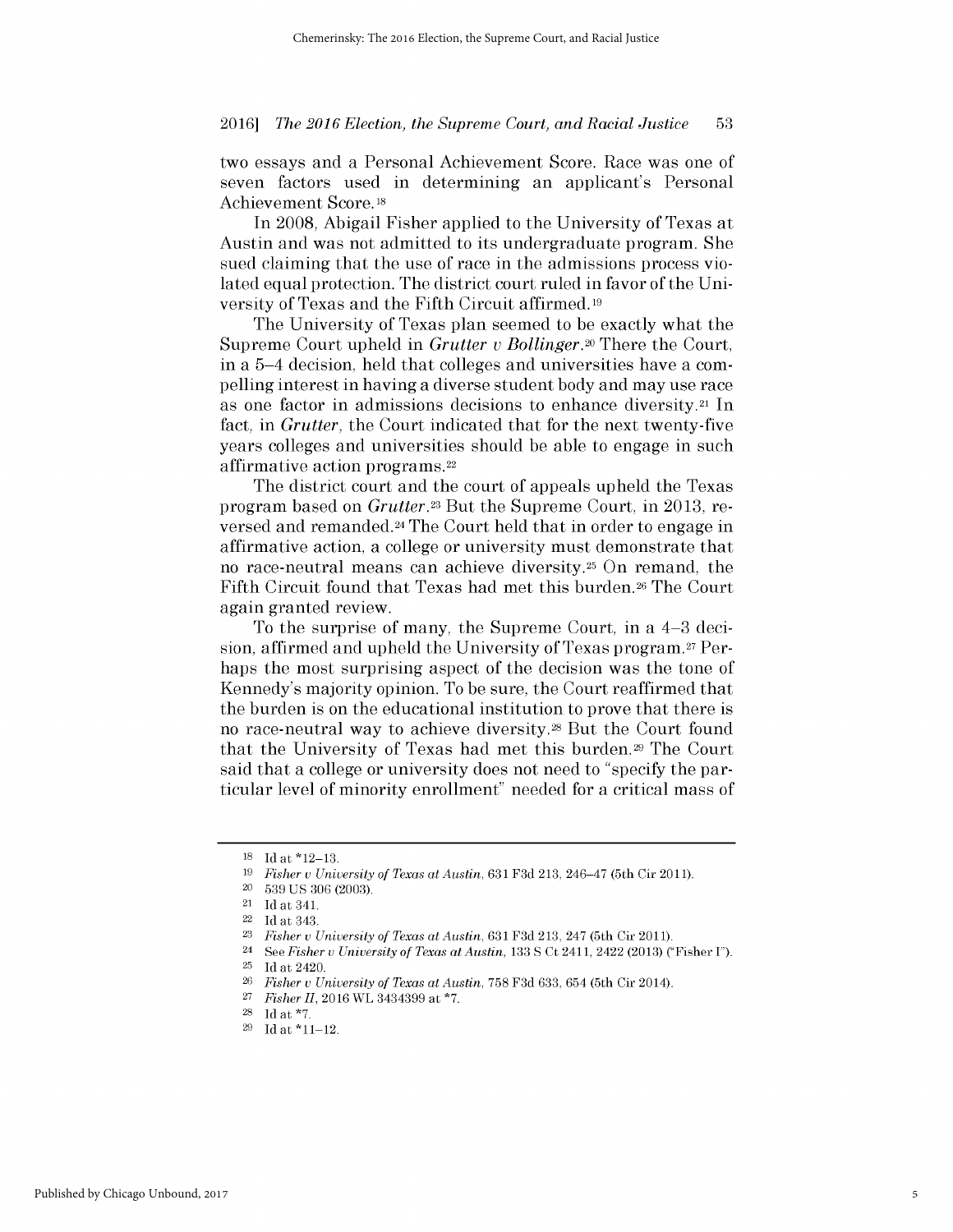two essays and a Personal Achievement Score. Race was one of seven factors used in determining an applicant's Personal Achievement Score.[18]

In 2008, Abigail Fisher applied to the University of Texas at Austin and was not admitted to its undergraduate program. She sued claiming that the use of race in the admissions process violated equal protection. The district court ruled in favor of the University of Texas and the Fifth Circuit affirmed.[19]

The University of Texas plan seemed to be exactly what the Supreme Court upheld in *Grutter v Bollinger*.[20] There the Court, in a 5–4 decision, held that colleges and universities have a compelling interest in having a diverse student body and may use race as one factor in admissions decisions to enhance diversity.[21] In fact, in *Grutter*, the Court indicated that for the next twenty-five years colleges and universities should be able to engage in such affirmative action programs.[22]

The district court and the court of appeals upheld the Texas program based on *Grutter*.[23] But the Supreme Court, in 2013, reversed and remanded.[24] The Court held that in order to engage in affirmative action, a college or university must demonstrate that no race-neutral means can achieve diversity.[25] On remand, the Fifth Circuit found that Texas had met this burden.[26] The Court again granted review.

To the surprise of many, the Supreme Court, in a 4–3 decision, affirmed and upheld the University of Texas program.[27] Perhaps the most surprising aspect of the decision was the tone of Kennedy's majority opinion. To be sure, the Court reaffirmed that the burden is on the educational institution to prove that there is no race-neutral way to achieve diversity.[28] But the Court found that the University of Texas had met this burden.[29] The Court said that a college or university does not need to "specify the particular level of minority enrollment" needed for a critical mass of

---

18 Id at *12–13.

19 *Fisher v University of Texas at Austin*, 631 F3d 213, 246–47 (5th Cir 2011).

20 539 US 306 (2003).

21 Id at 341.

22 Id at 343.

23 *Fisher v University of Texas at Austin*, 631 F3d 213, 247 (5th Cir 2011).

24 See *Fisher v University of Texas at Austin*, 133 S Ct 2411, 2422 (2013) ("Fisher I").

25 Id at 2420.

26 *Fisher v University of Texas at Austin*, 758 F3d 633, 654 (5th Cir 2014).

27 *Fisher II*, 2016 WL 3434399 at *7.

28 Id at *7.

29 Id at *11–12.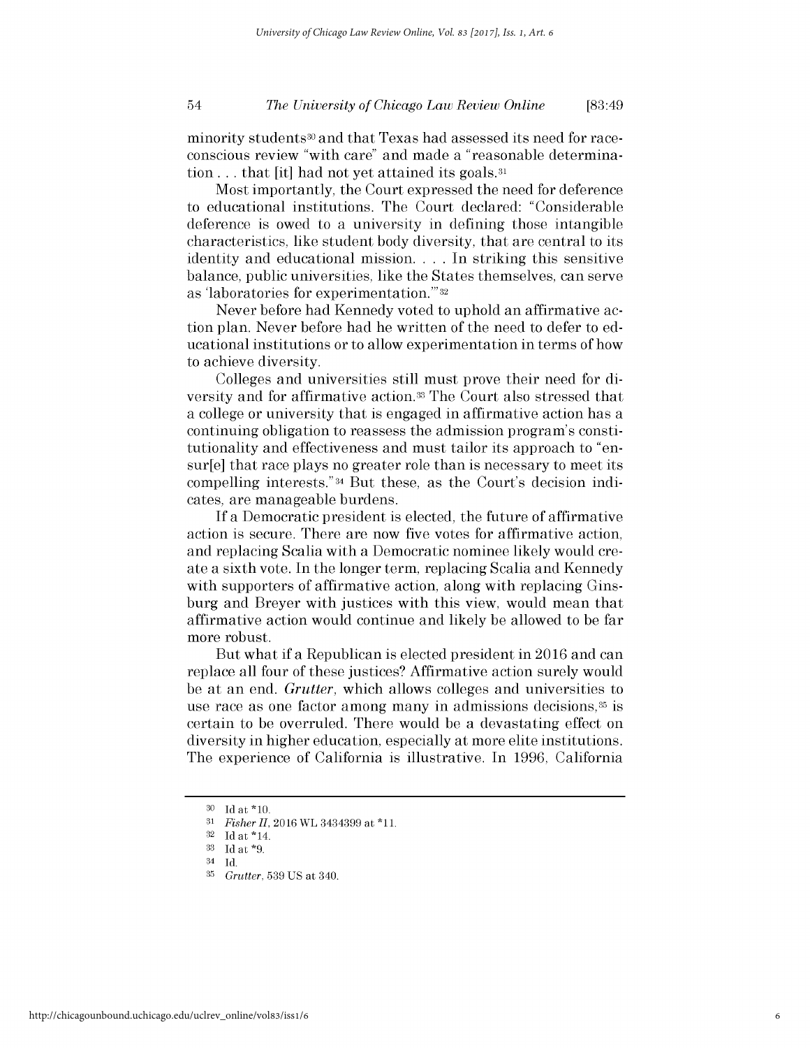minority students[30] and that Texas had assessed its need for race-conscious review "with care" and made a "reasonable determination . . . that [it] had not yet attained its goals.[31]

Most importantly, the Court expressed the need for deference to educational institutions. The Court declared: "Considerable deference is owed to a university in defining those intangible characteristics, like student body diversity, that are central to its identity and educational mission. . . . In striking this sensitive balance, public universities, like the States themselves, can serve as 'laboratories for experimentation.'"[32]

Never before had Kennedy voted to uphold an affirmative action plan. Never before had he written of the need to defer to educational institutions or to allow experimentation in terms of how to achieve diversity.

Colleges and universities still must prove their need for diversity and for affirmative action.[33] The Court also stressed that a college or university that is engaged in affirmative action has a continuing obligation to reassess the admission program's constitutionality and effectiveness and must tailor its approach to "ensur[e] that race plays no greater role than is necessary to meet its compelling interests."[34] But these, as the Court's decision indicates, are manageable burdens.

If a Democratic president is elected, the future of affirmative action is secure. There are now five votes for affirmative action, and replacing Scalia with a Democratic nominee likely would create a sixth vote. In the longer term, replacing Scalia and Kennedy with supporters of affirmative action, along with replacing Ginsburg and Breyer with justices with this view, would mean that affirmative action would continue and likely be allowed to be far more robust.

But what if a Republican is elected president in 2016 and can replace all four of these justices? Affirmative action surely would be at an end. *Grutter*, which allows colleges and universities to use race as one factor among many in admissions decisions,[35] is certain to be overruled. There would be a devastating effect on diversity in higher education, especially at more elite institutions. The experience of California is illustrative. In 1996, California

---

[30] Id at *10.

[31] *Fisher II*, 2016 WL 3434399 at *11.

[32] Id at *14.

[33] Id at *9.

[34] Id.

[35] *Grutter*, 539 US at 340.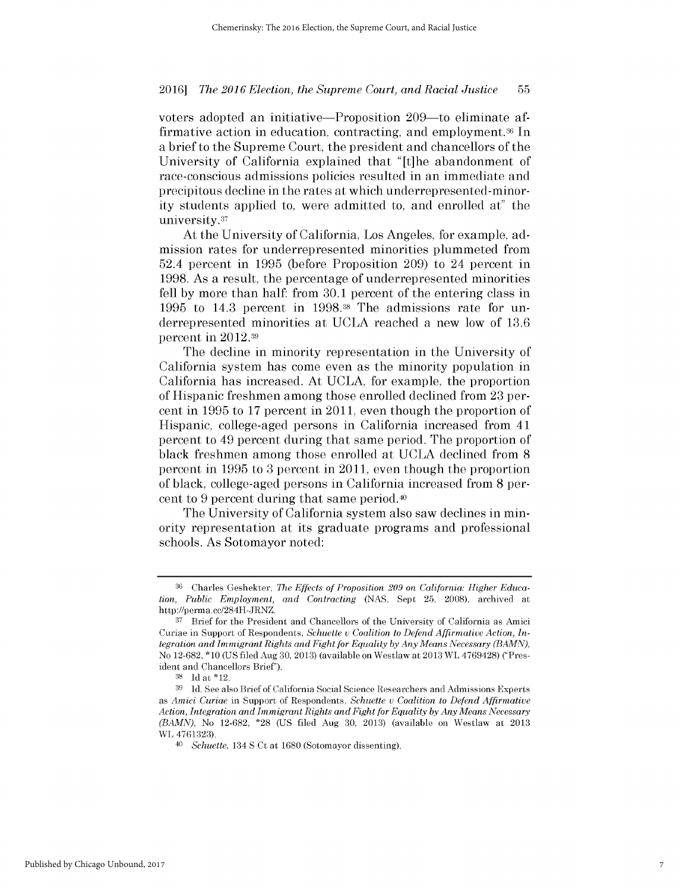voters adopted an initiative—Proposition 209—to eliminate affirmative action in education, contracting, and employment.[36] In a brief to the Supreme Court, the president and chancellors of the University of California explained that "[t]he abandonment of race-conscious admissions policies resulted in an immediate and precipitous decline in the rates at which underrepresented-minority students applied to, were admitted to, and enrolled at" the university.[37]

At the University of California, Los Angeles, for example, admission rates for underrepresented minorities plummeted from 52.4 percent in 1995 (before Proposition 209) to 24 percent in 1998. As a result, the percentage of underrepresented minorities fell by more than half: from 30.1 percent of the entering class in 1995 to 14.3 percent in 1998.[38] The admissions rate for underrepresented minorities at UCLA reached a new low of 13.6 percent in 2012.[39]

The decline in minority representation in the University of California system has come even as the minority population in California has increased. At UCLA, for example, the proportion of Hispanic freshmen among those enrolled declined from 23 percent in 1995 to 17 percent in 2011, even though the proportion of Hispanic, college-aged persons in California increased from 41 percent to 49 percent during that same period. The proportion of black freshmen among those enrolled at UCLA declined from 8 percent in 1995 to 3 percent in 2011, even though the proportion of black, college-aged persons in California increased from 8 percent to 9 percent during that same period.[40]

The University of California system also saw declines in minority representation at its graduate programs and professional schools. As Sotomayor noted:

---

[36] Charles Geshekter, *The Effects of Proposition 209 on California: Higher Education, Public Employment, and Contracting* (NAS, Sept 25, 2008), archived at http://perma.cc/284H-JRNZ.

[37] Brief for the President and Chancellors of the University of California as Amici Curiae in Support of Respondents, *Schuette v Coalition to Defend Affirmative Action, Integration and Immigrant Rights and Fight for Equality by Any Means Necessary (BAMN)*, No 12-682, \*10 (US filed Aug 30, 2013) (available on Westlaw at 2013 WL 4769428) ("President and Chancellors Brief").

[38] Id at \*12.

[39] Id. See also Brief of California Social Science Researchers and Admissions Experts as *Amici Curiae* in Support of Respondents, *Schuette v Coalition to Defend Affirmative Action, Integration and Immigrant Rights and Fight for Equality by Any Means Necessary (BAMN)*, No 12-682, \*28 (US filed Aug 30, 2013) (available on Westlaw at 2013 WL 4761323).

[40] *Schuette*, 134 S Ct at 1680 (Sotomayor dissenting).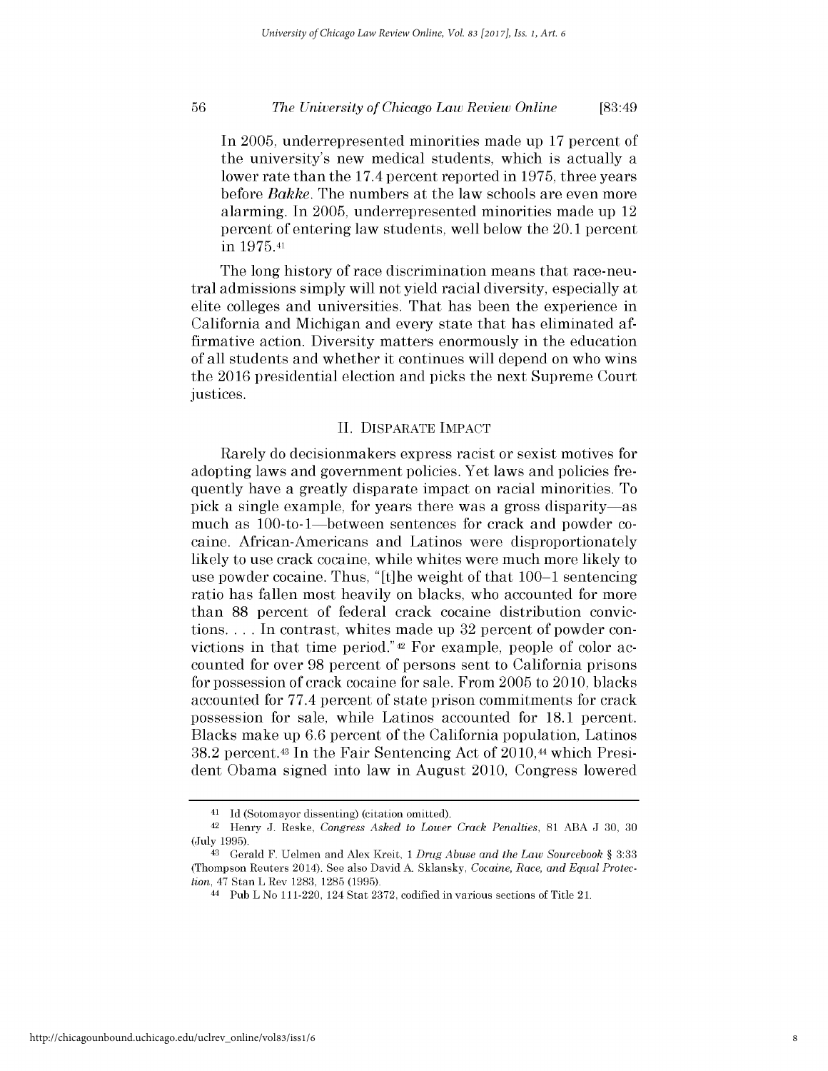In 2005, underrepresented minorities made up 17 percent of the university's new medical students, which is actually a lower rate than the 17.4 percent reported in 1975, three years before *Bakke*. The numbers at the law schools are even more alarming. In 2005, underrepresented minorities made up 12 percent of entering law students, well below the 20.1 percent in 1975.[41]

The long history of race discrimination means that race-neutral admissions simply will not yield racial diversity, especially at elite colleges and universities. That has been the experience in California and Michigan and every state that has eliminated affirmative action. Diversity matters enormously in the education of all students and whether it continues will depend on who wins the 2016 presidential election and picks the next Supreme Court justices.

## II. DISPARATE IMPACT

Rarely do decisionmakers express racist or sexist motives for adopting laws and government policies. Yet laws and policies frequently have a greatly disparate impact on racial minorities. To pick a single example, for years there was a gross disparity—as much as 100-to-1—between sentences for crack and powder cocaine. African-Americans and Latinos were disproportionately likely to use crack cocaine, while whites were much more likely to use powder cocaine. Thus, "[t]he weight of that 100–1 sentencing ratio has fallen most heavily on blacks, who accounted for more than 88 percent of federal crack cocaine distribution convictions. . . . In contrast, whites made up 32 percent of powder convictions in that time period."[42] For example, people of color accounted for over 98 percent of persons sent to California prisons for possession of crack cocaine for sale. From 2005 to 2010, blacks accounted for 77.4 percent of state prison commitments for crack possession for sale, while Latinos accounted for 18.1 percent. Blacks make up 6.6 percent of the California population, Latinos 38.2 percent.[43] In the Fair Sentencing Act of 2010,[44] which President Obama signed into law in August 2010, Congress lowered

---

[41] Id (Sotomayor dissenting) (citation omitted).

[42] Henry J. Reske, *Congress Asked to Lower Crack Penalties*, 81 ABA J 30, 30 (July 1995).

[43] Gerald F. Uelmen and Alex Kreit, 1 *Drug Abuse and the Law Sourcebook* § 3:33 (Thompson Reuters 2014). See also David A. Sklansky, *Cocaine, Race, and Equal Protection*, 47 Stan L Rev 1283, 1285 (1995).

[44] Pub L No 111-220, 124 Stat 2372, codified in various sections of Title 21.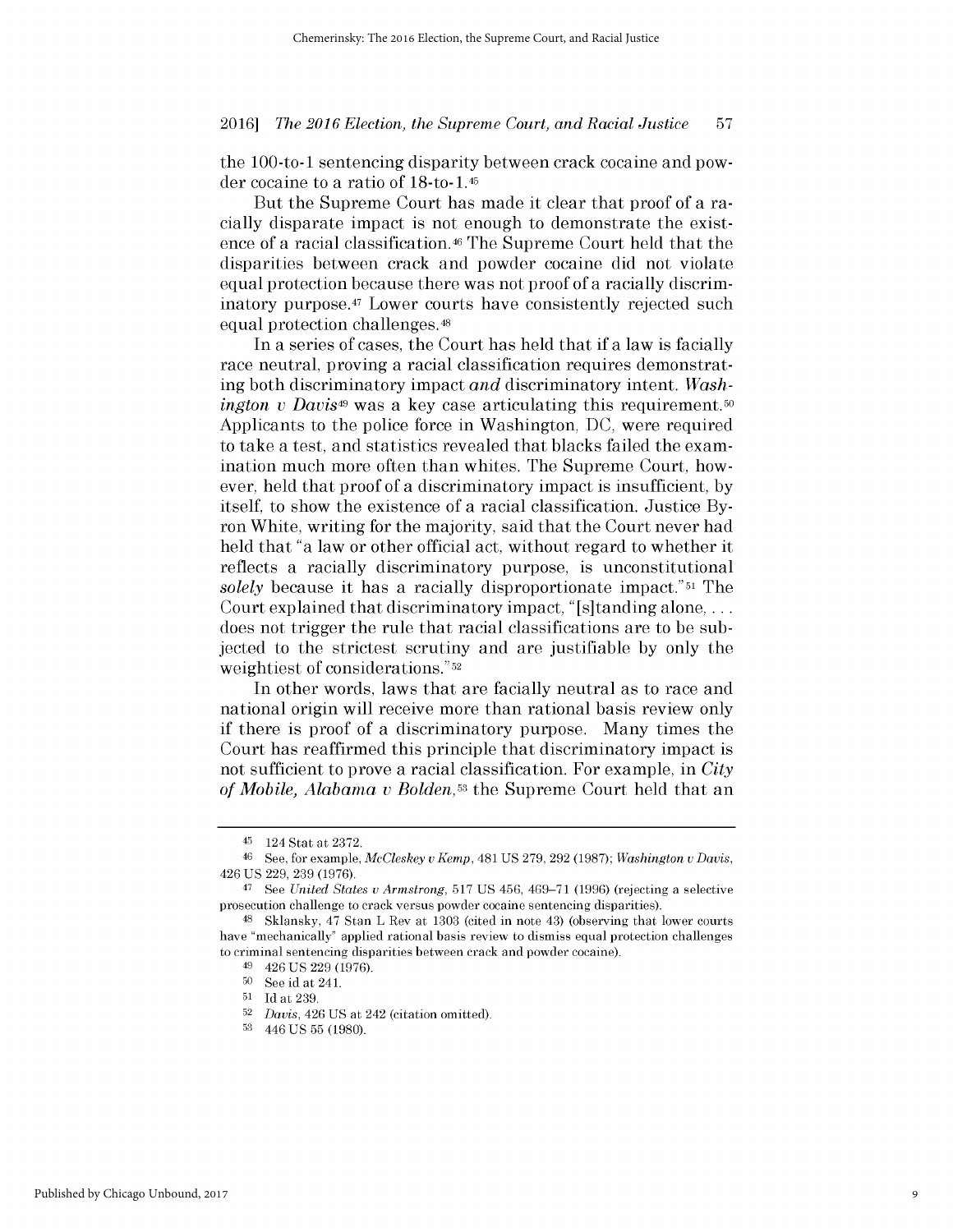the 100-to-1 sentencing disparity between crack cocaine and powder cocaine to a ratio of 18-to-1.[45]

But the Supreme Court has made it clear that proof of a racially disparate impact is not enough to demonstrate the existence of a racial classification.[46] The Supreme Court held that the disparities between crack and powder cocaine did not violate equal protection because there was not proof of a racially discriminatory purpose.[47] Lower courts have consistently rejected such equal protection challenges.[48]

In a series of cases, the Court has held that if a law is facially race neutral, proving a racial classification requires demonstrating both discriminatory impact *and* discriminatory intent. *Washington v Davis*[49] was a key case articulating this requirement.[50] Applicants to the police force in Washington, DC, were required to take a test, and statistics revealed that blacks failed the examination much more often than whites. The Supreme Court, however, held that proof of a discriminatory impact is insufficient, by itself, to show the existence of a racial classification. Justice Byron White, writing for the majority, said that the Court never had held that "a law or other official act, without regard to whether it reflects a racially discriminatory purpose, is unconstitutional *solely* because it has a racially disproportionate impact."[51] The Court explained that discriminatory impact, "[s]tanding alone, . . . does not trigger the rule that racial classifications are to be subjected to the strictest scrutiny and are justifiable by only the weightiest of considerations."[52]

In other words, laws that are facially neutral as to race and national origin will receive more than rational basis review only if there is proof of a discriminatory purpose. Many times the Court has reaffirmed this principle that discriminatory impact is not sufficient to prove a racial classification. For example, in *City of Mobile, Alabama v Bolden*,[53] the Supreme Court held that an

---

[45] 124 Stat at 2372.

[46] See, for example, *McCleskey v Kemp*, 481 US 279, 292 (1987); *Washington v Davis*, 426 US 229, 239 (1976).

[47] See *United States v Armstrong*, 517 US 456, 469–71 (1996) (rejecting a selective prosecution challenge to crack versus powder cocaine sentencing disparities).

[48] Sklansky, 47 Stan L Rev at 1303 (cited in note 43) (observing that lower courts have "mechanically" applied rational basis review to dismiss equal protection challenges to criminal sentencing disparities between crack and powder cocaine).

[49] 426 US 229 (1976).

[50] See id at 241.

[51] Id at 239.

[52] *Davis*, 426 US at 242 (citation omitted).

[53] 446 US 55 (1980).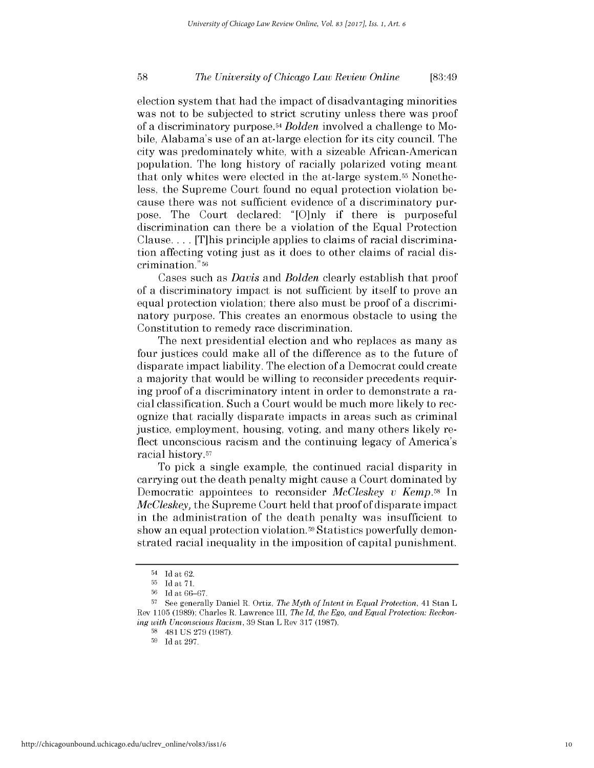election system that had the impact of disadvantaging minorities was not to be subjected to strict scrutiny unless there was proof of a discriminatory purpose.[54] *Bolden* involved a challenge to Mobile, Alabama's use of an at-large election for its city council. The city was predominately white, with a sizeable African-American population. The long history of racially polarized voting meant that only whites were elected in the at-large system.[55] Nonetheless, the Supreme Court found no equal protection violation because there was not sufficient evidence of a discriminatory purpose. The Court declared: "[O]nly if there is purposeful discrimination can there be a violation of the Equal Protection Clause. . . . [T]his principle applies to claims of racial discrimination affecting voting just as it does to other claims of racial discrimination."[56]

Cases such as *Davis* and *Bolden* clearly establish that proof of a discriminatory impact is not sufficient by itself to prove an equal protection violation; there also must be proof of a discriminatory purpose. This creates an enormous obstacle to using the Constitution to remedy race discrimination.

The next presidential election and who replaces as many as four justices could make all of the difference as to the future of disparate impact liability. The election of a Democrat could create a majority that would be willing to reconsider precedents requiring proof of a discriminatory intent in order to demonstrate a racial classification. Such a Court would be much more likely to recognize that racially disparate impacts in areas such as criminal justice, employment, housing, voting, and many others likely reflect unconscious racism and the continuing legacy of America's racial history.[57]

To pick a single example, the continued racial disparity in carrying out the death penalty might cause a Court dominated by Democratic appointees to reconsider *McCleskey v Kemp*.[58] In *McCleskey*, the Supreme Court held that proof of disparate impact in the administration of the death penalty was insufficient to show an equal protection violation.[59] Statistics powerfully demonstrated racial inequality in the imposition of capital punishment.

---

[54] Id at 62.

[55] Id at 71.

[56] Id at 66–67.

[57] See generally Daniel R. Ortiz, *The Myth of Intent in Equal Protection*, 41 Stan L Rev 1105 (1989); Charles R. Lawrence III, *The Id, the Ego, and Equal Protection: Reckoning with Unconscious Racism*, 39 Stan L Rev 317 (1987).

[58] 481 US 279 (1987).

[59] Id at 297.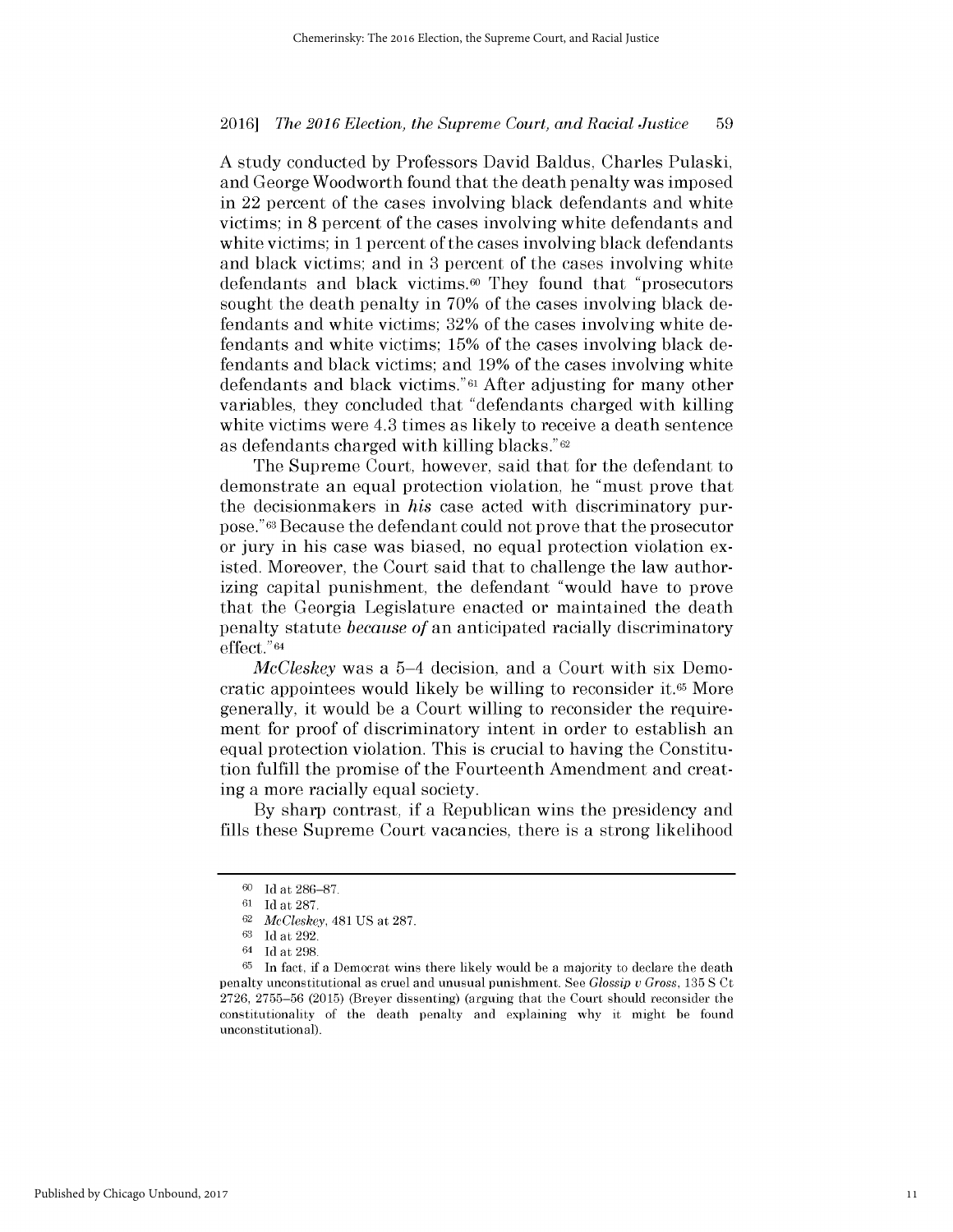A study conducted by Professors David Baldus, Charles Pulaski, and George Woodworth found that the death penalty was imposed in 22 percent of the cases involving black defendants and white victims; in 8 percent of the cases involving white defendants and white victims; in 1 percent of the cases involving black defendants and black victims; and in 3 percent of the cases involving white defendants and black victims.[60] They found that "prosecutors sought the death penalty in 70% of the cases involving black defendants and white victims; 32% of the cases involving white defendants and white victims; 15% of the cases involving black defendants and black victims; and 19% of the cases involving white defendants and black victims."[61] After adjusting for many other variables, they concluded that "defendants charged with killing white victims were 4.3 times as likely to receive a death sentence as defendants charged with killing blacks."[62]

The Supreme Court, however, said that for the defendant to demonstrate an equal protection violation, he "must prove that the decisionmakers in *his* case acted with discriminatory purpose."[63] Because the defendant could not prove that the prosecutor or jury in his case was biased, no equal protection violation existed. Moreover, the Court said that to challenge the law authorizing capital punishment, the defendant "would have to prove that the Georgia Legislature enacted or maintained the death penalty statute *because of* an anticipated racially discriminatory effect."[64]

*McCleskey* was a 5–4 decision, and a Court with six Democratic appointees would likely be willing to reconsider it.[65] More generally, it would be a Court willing to reconsider the requirement for proof of discriminatory intent in order to establish an equal protection violation. This is crucial to having the Constitution fulfill the promise of the Fourteenth Amendment and creating a more racially equal society.

By sharp contrast, if a Republican wins the presidency and fills these Supreme Court vacancies, there is a strong likelihood

---

[60] Id at 286–87.

[61] Id at 287.

[62] *McCleskey*, 481 US at 287.

[63] Id at 292.

[64] Id at 298.

[65] In fact, if a Democrat wins there likely would be a majority to declare the death penalty unconstitutional as cruel and unusual punishment. See *Glossip v Gross*, 135 S Ct 2726, 2755–56 (2015) (Breyer dissenting) (arguing that the Court should reconsider the constitutionality of the death penalty and explaining why it might be found unconstitutional).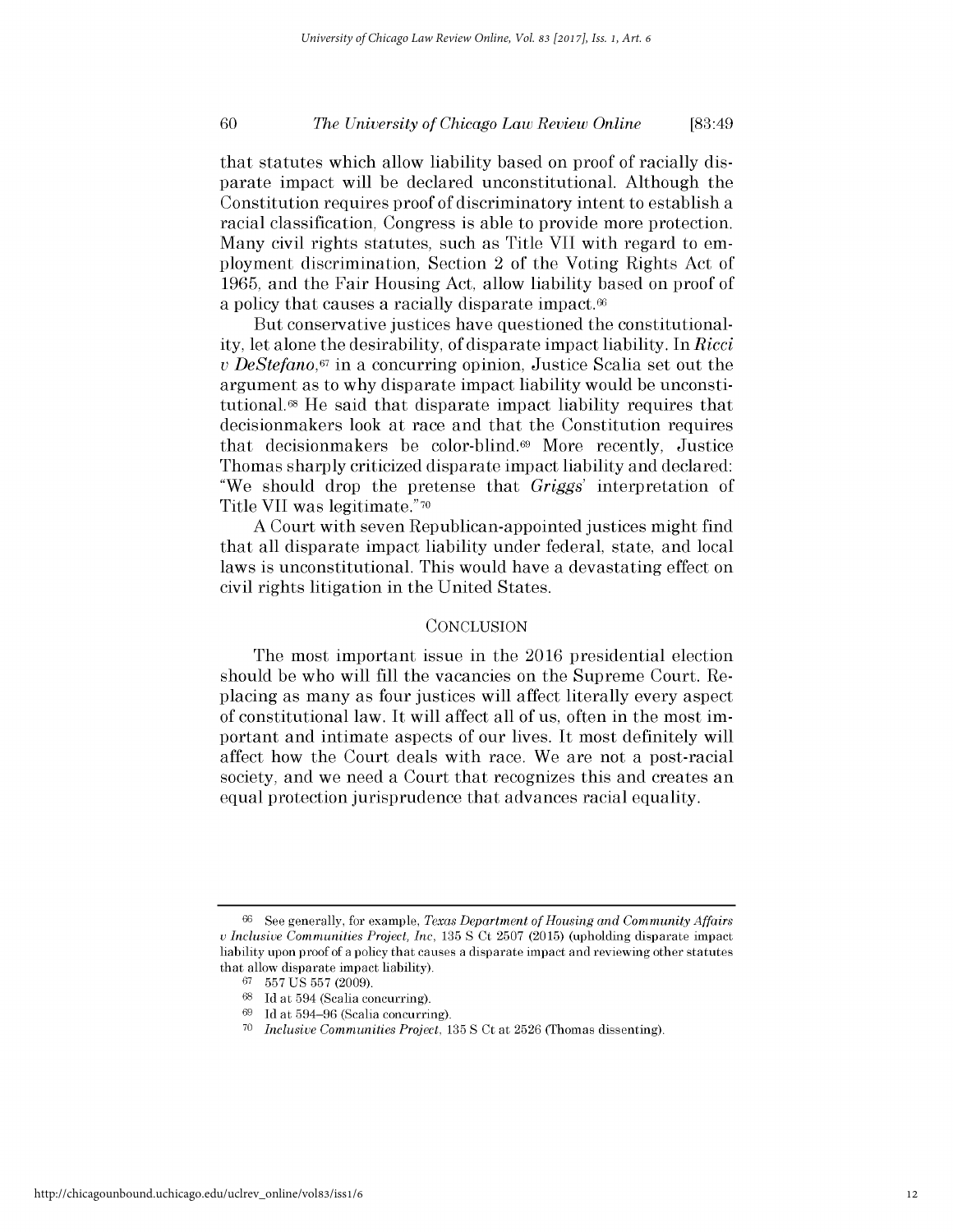that statutes which allow liability based on proof of racially disparate impact will be declared unconstitutional. Although the Constitution requires proof of discriminatory intent to establish a racial classification, Congress is able to provide more protection. Many civil rights statutes, such as Title VII with regard to employment discrimination, Section 2 of the Voting Rights Act of 1965, and the Fair Housing Act, allow liability based on proof of a policy that causes a racially disparate impact.[66]

But conservative justices have questioned the constitutionality, let alone the desirability, of disparate impact liability. In *Ricci v DeStefano*,[67] in a concurring opinion, Justice Scalia set out the argument as to why disparate impact liability would be unconstitutional.[68] He said that disparate impact liability requires that decisionmakers look at race and that the Constitution requires that decisionmakers be color-blind.[69] More recently, Justice Thomas sharply criticized disparate impact liability and declared: "We should drop the pretense that *Griggs*' interpretation of Title VII was legitimate."[70]

A Court with seven Republican-appointed justices might find that all disparate impact liability under federal, state, and local laws is unconstitutional. This would have a devastating effect on civil rights litigation in the United States.

## CONCLUSION

The most important issue in the 2016 presidential election should be who will fill the vacancies on the Supreme Court. Replacing as many as four justices will affect literally every aspect of constitutional law. It will affect all of us, often in the most important and intimate aspects of our lives. It most definitely will affect how the Court deals with race. We are not a post-racial society, and we need a Court that recognizes this and creates an equal protection jurisprudence that advances racial equality.

---

[66] See generally, for example, *Texas Department of Housing and Community Affairs v Inclusive Communities Project, Inc*, 135 S Ct 2507 (2015) (upholding disparate impact liability upon proof of a policy that causes a disparate impact and reviewing other statutes that allow disparate impact liability).

[67] 557 US 557 (2009).

[68] Id at 594 (Scalia concurring).

[69] Id at 594–96 (Scalia concurring).

[70] *Inclusive Communities Project*, 135 S Ct at 2526 (Thomas dissenting).